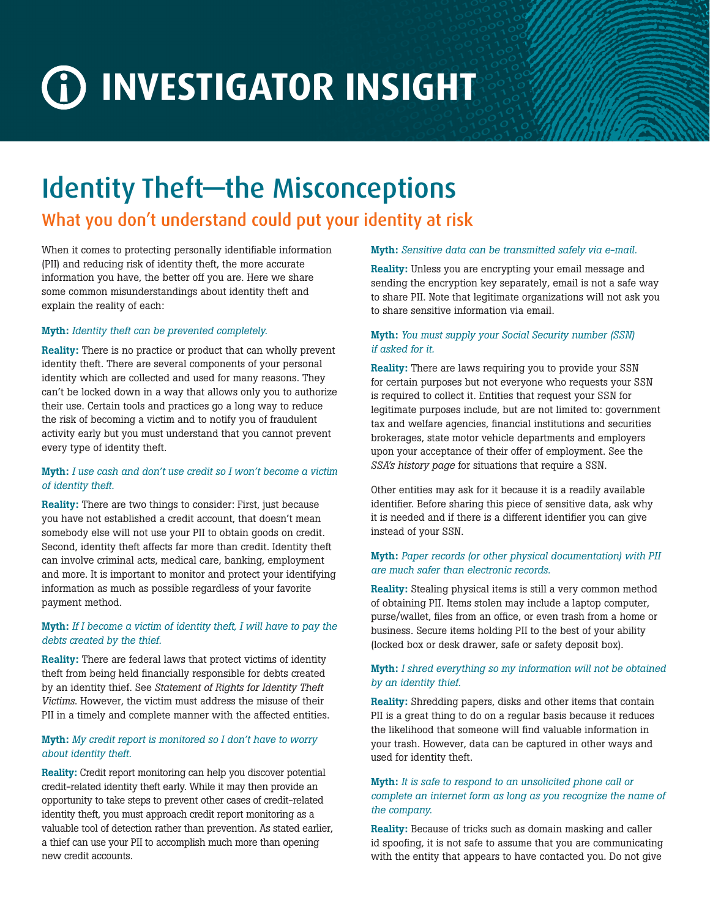# INVESTIGATOR INSIGHT

## Identity Theft—the Misconceptions

### What you don't understand could put your identity at risk

When it comes to protecting personally identifiable information (PII) and reducing risk of identity theft, the more accurate information you have, the better off you are. Here we share some common misunderstandings about identity theft and explain the reality of each:

**Myth:** *Identity theft can be prevented completely.*

**Reality:** There is no practice or product that can wholly prevent identity theft. There are several components of your personal identity which are collected and used for many reasons. They can't be locked down in a way that allows only you to authorize their use. Certain tools and practices go a long way to reduce the risk of becoming a victim and to notify you of fraudulent activity early but you must understand that you cannot prevent every type of identity theft.

**Myth:** *I use cash and don't use credit so I won't become a victim of identity theft.*

**Reality:** There are two things to consider: First, just because you have not established a credit account, that doesn't mean somebody else will not use your PII to obtain goods on credit. Second, identity theft affects far more than credit. Identity theft can involve criminal acts, medical care, banking, employment and more. It is important to monitor and protect your identifying information as much as possible regardless of your favorite payment method.

**Myth:** *If I become a victim of identity theft, I will have to pay the debts created by the thief.*

**Reality:** There are federal laws that protect victims of identity theft from being held financially responsible for debts created by an identity thief. See *Statement of Rights for Identity Theft Victims*. However, the victim must address the misuse of their PII in a timely and complete manner with the affected entities.

**Myth:** *My credit report is monitored so I don't have to worry about identity theft.*

**Reality:** Credit report monitoring can help you discover potential credit-related identity theft early. While it may then provide an opportunity to take steps to prevent other cases of credit-related identity theft, you must approach credit report monitoring as a valuable tool of detection rather than prevention. As stated earlier, a thief can use your PII to accomplish much more than opening new credit accounts.

**Myth:** *Sensitive data can be transmitted safely via e-mail.*

**Reality:** Unless you are encrypting your email message and sending the encryption key separately, email is not a safe way to share PII. Note that legitimate organizations will not ask you to share sensitive information via email.

**Myth:** *You must supply your Social Security number (SSN) if asked for it.*

**Reality:** There are laws requiring you to provide your SSN for certain purposes but not everyone who requests your SSN is required to collect it. Entities that request your SSN for legitimate purposes include, but are not limited to: government tax and welfare agencies, financial institutions and securities brokerages, state motor vehicle departments and employers upon your acceptance of their offer of employment. See the *SSA's history page* for situations that require a SSN.

Other entities may ask for it because it is a readily available identifier. Before sharing this piece of sensitive data, ask why it is needed and if there is a different identifier you can give instead of your SSN.

**Myth:** *Paper records (or other physical documentation) with PII are much safer than electronic records.*

**Reality:** Stealing physical items is still a very common method of obtaining PII. Items stolen may include a laptop computer, purse/wallet, files from an office, or even trash from a home or business. Secure items holding PII to the best of your ability (locked box or desk drawer, safe or safety deposit box).

**Myth:** *I shred everything so my information will not be obtained by an identity thief.*

**Reality:** Shredding papers, disks and other items that contain PII is a great thing to do on a regular basis because it reduces the likelihood that someone will find valuable information in your trash. However, data can be captured in other ways and used for identity theft.

**Myth:** *It is safe to respond to an unsolicited phone call or complete an internet form as long as you recognize the name of the company.*

**Reality:** Because of tricks such as domain masking and caller id spoofing, it is not safe to assume that you are communicating with the entity that appears to have contacted you. Do not give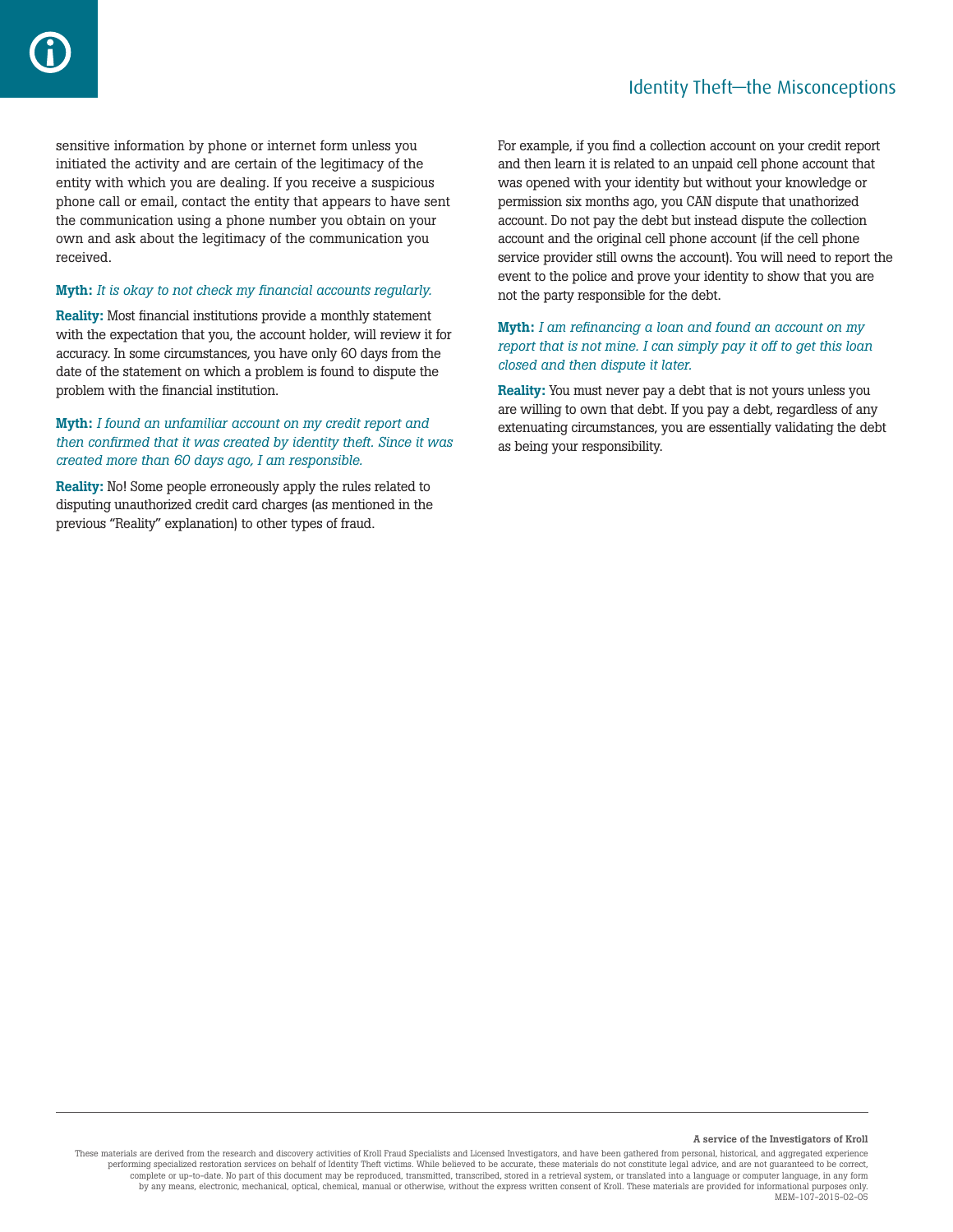sensitive information by phone or internet form unless you initiated the activity and are certain of the legitimacy of the entity with which you are dealing. If you receive a suspicious phone call or email, contact the entity that appears to have sent the communication using a phone number you obtain on your own and ask about the legitimacy of the communication you received.

**Myth:** *It is okay to not check my financial accounts regularly.*

**Reality:** Most financial institutions provide a monthly statement with the expectation that you, the account holder, will review it for accuracy. In some circumstances, you have only 60 days from the date of the statement on which a problem is found to dispute the problem with the financial institution.

**Myth:** *I found an unfamiliar account on my credit report and then confirmed that it was created by identity theft. Since it was created more than 60 days ago, I am responsible.*

**Reality:** No! Some people erroneously apply the rules related to disputing unauthorized credit card charges (as mentioned in the previous "Reality" explanation) to other types of fraud.

For example, if you find a collection account on your credit report and then learn it is related to an unpaid cell phone account that was opened with your identity but without your knowledge or permission six months ago, you CAN dispute that unathorized account. Do not pay the debt but instead dispute the collection account and the original cell phone account (if the cell phone service provider still owns the account). You will need to report the event to the police and prove your identity to show that you are not the party responsible for the debt.

**Myth:** *I am refinancing a loan and found an account on my report that is not mine. I can simply pay it off to get this loan closed and then dispute it later.*

**Reality:** You must never pay a debt that is not yours unless you are willing to own that debt. If you pay a debt, regardless of any extenuating circumstances, you are essentially validating the debt as being your responsibility.

**A service of the Investigators of Kroll**

These materials are derived from the research and discovery activities of Kroll Fraud Specialists and Licensed Investigators, and have been gathered from personal, historical, and aggregated experience performing specialized restoration services on behalf of Identity Theft victims. While believed to be accurate, these materials do not constitute legal advice, and are not guaranteed to be correct, complete or up-to-date. No part of this document may be reproduced, transmitted, transcribed, stored in a retrieval system, or translated into a language or computer language, in any form by any means, electronic, mechanical, optical, chemical, manual or otherwise, without the express written consent of Kroll. These materials are provided for informational purposes only.
MEM-107-2015-02-05